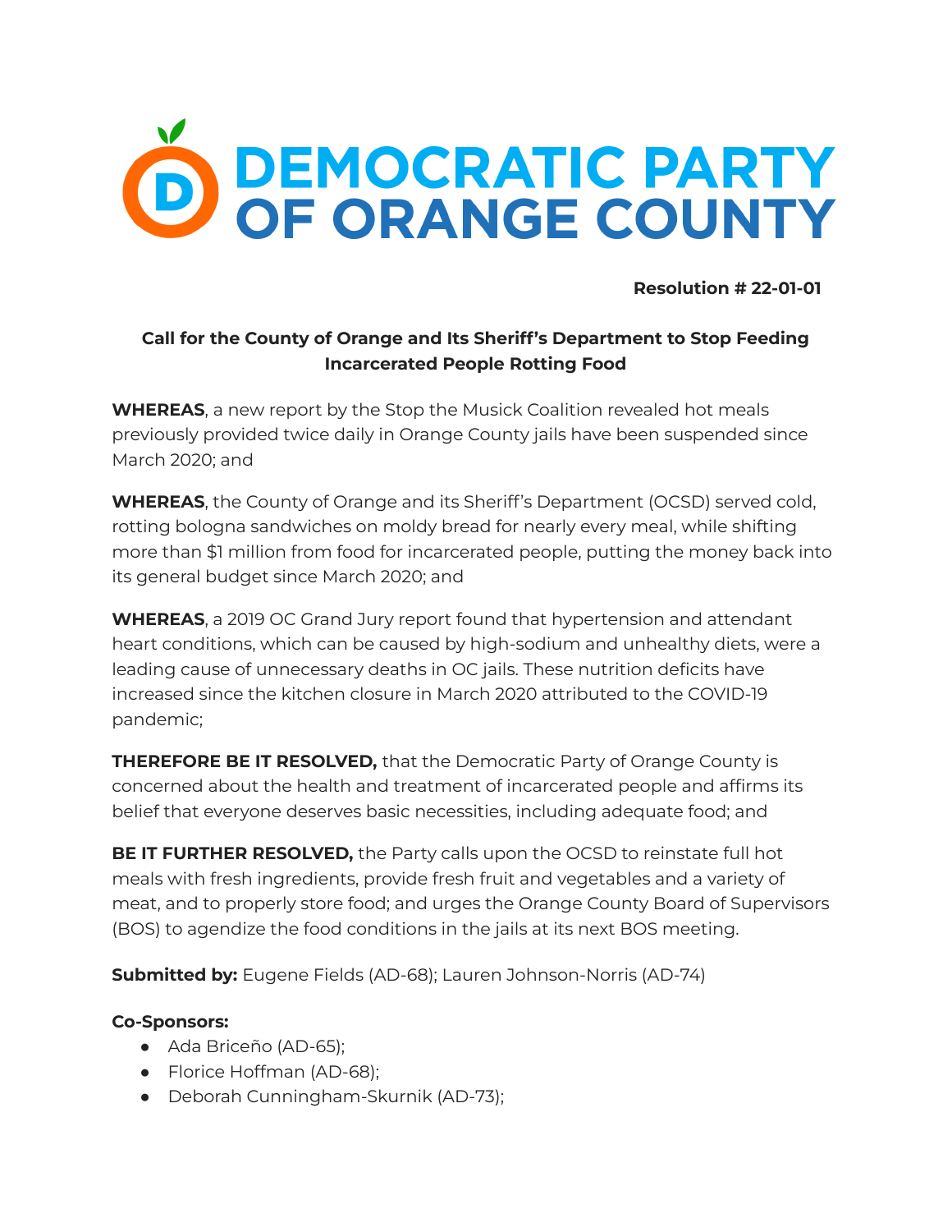# DEMOCRATIC PARTY OF ORANGE COUNTY

**Resolution # 22-01-01**

## Call for the County of Orange and Its Sheriff's Department to Stop Feeding Incarcerated People Rotting Food

**WHEREAS**, a new report by the Stop the Musick Coalition revealed hot meals previously provided twice daily in Orange County jails have been suspended since March 2020; and

**WHEREAS**, the County of Orange and its Sheriff's Department (OCSD) served cold, rotting bologna sandwiches on moldy bread for nearly every meal, while shifting more than $1 million from food for incarcerated people, putting the money back into its general budget since March 2020; and

**WHEREAS**, a 2019 OC Grand Jury report found that hypertension and attendant heart conditions, which can be caused by high-sodium and unhealthy diets, were a leading cause of unnecessary deaths in OC jails. These nutrition deficits have increased since the kitchen closure in March 2020 attributed to the COVID-19 pandemic;

**THEREFORE BE IT RESOLVED,** that the Democratic Party of Orange County is concerned about the health and treatment of incarcerated people and affirms its belief that everyone deserves basic necessities, including adequate food; and

**BE IT FURTHER RESOLVED,** the Party calls upon the OCSD to reinstate full hot meals with fresh ingredients, provide fresh fruit and vegetables and a variety of meat, and to properly store food; and urges the Orange County Board of Supervisors (BOS) to agendize the food conditions in the jails at its next BOS meeting.

**Submitted by:** Eugene Fields (AD-68); Lauren Johnson-Norris (AD-74)

**Co-Sponsors:**

- Ada Briceño (AD-65);
- Florice Hoffman (AD-68);
- Deborah Cunningham-Skurnik (AD-73);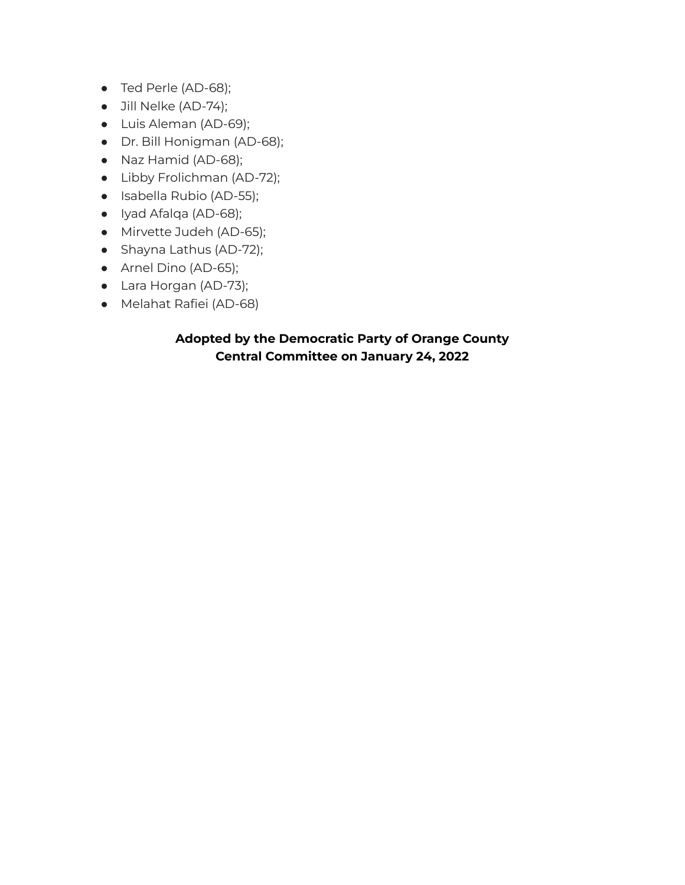- Ted Perle (AD-68);
- Jill Nelke (AD-74);
- Luis Aleman (AD-69);
- Dr. Bill Honigman (AD-68);
- Naz Hamid (AD-68);
- Libby Frolichman (AD-72);
- Isabella Rubio (AD-55);
- Iyad Afalqa (AD-68);
- Mirvette Judeh (AD-65);
- Shayna Lathus (AD-72);
- Arnel Dino (AD-65);
- Lara Horgan (AD-73);
- Melahat Rafiei (AD-68)

**Adopted by the Democratic Party of Orange County Central Committee on January 24, 2022**